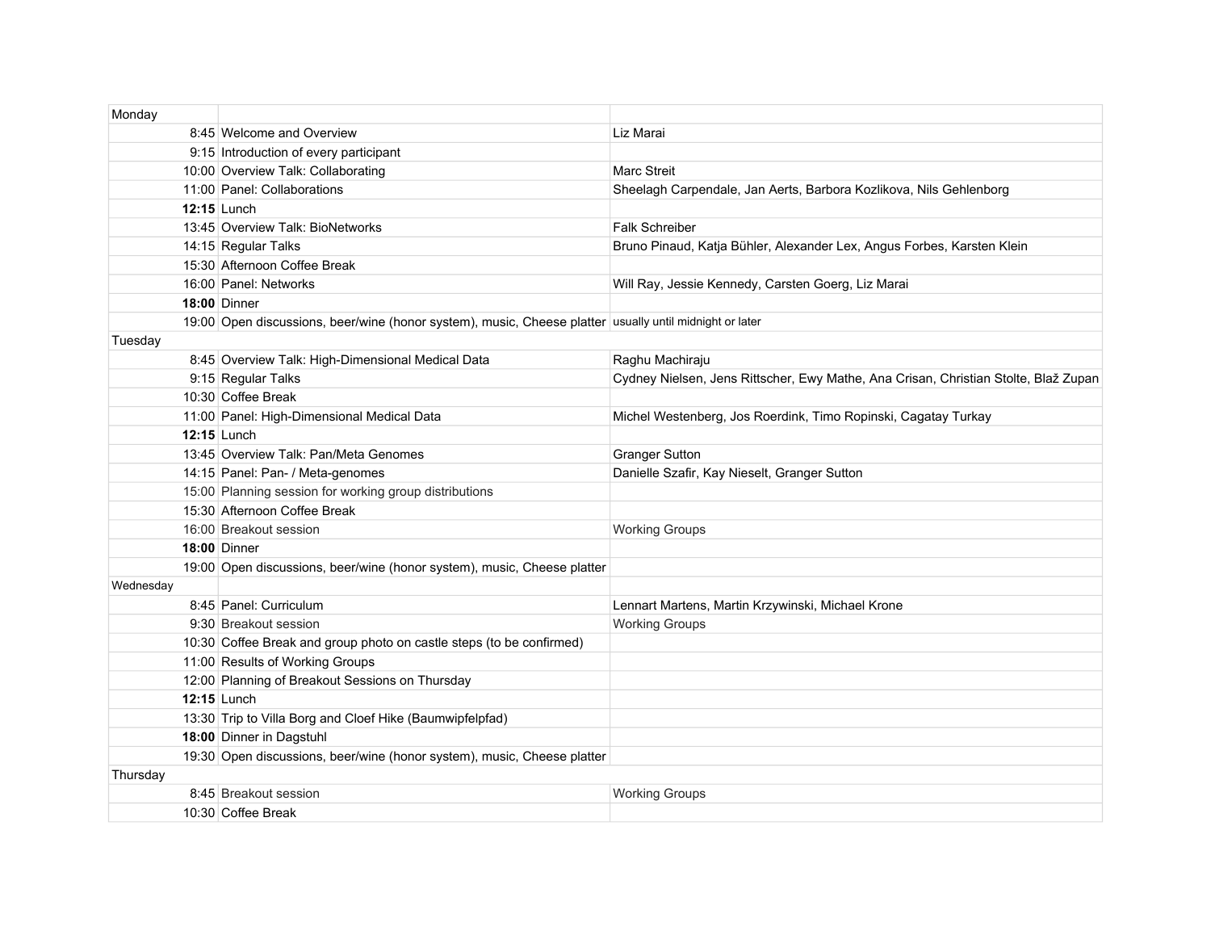| Monday | | |
|---|---|---|
| 8:45 | Welcome and Overview | Liz Marai |
| 9:15 | Introduction of every participant | |
| 10:00 | Overview Talk: Collaborating | Marc Streit |
| 11:00 | Panel: Collaborations | Sheelagh Carpendale, Jan Aerts, Barbora Kozlikova, Nils Gehlenborg |
| **12:15** | Lunch | |
| 13:45 | Overview Talk: BioNetworks | Falk Schreiber |
| 14:15 | Regular Talks | Bruno Pinaud, Katja Bühler, Alexander Lex, Angus Forbes, Karsten Klein |
| 15:30 | Afternoon Coffee Break | |
| 16:00 | Panel: Networks | Will Ray, Jessie Kennedy, Carsten Goerg, Liz Marai |
| **18:00** | Dinner | |
| 19:00 | Open discussions, beer/wine (honor system), music, Cheese platter | usually until midnight or later |
| Tuesday | | |
| 8:45 | Overview Talk: High-Dimensional Medical Data | Raghu Machiraju |
| 9:15 | Regular Talks | Cydney Nielsen, Jens Rittscher, Ewy Mathe, Ana Crisan, Christian Stolte, Blaž Zupan |
| 10:30 | Coffee Break | |
| 11:00 | Panel: High-Dimensional Medical Data | Michel Westenberg, Jos Roerdink, Timo Ropinski, Cagatay Turkay |
| **12:15** | Lunch | |
| 13:45 | Overview Talk: Pan/Meta Genomes | Granger Sutton |
| 14:15 | Panel: Pan- / Meta-genomes | Danielle Szafir, Kay Nieselt, Granger Sutton |
| 15:00 | Planning session for working group distributions | |
| 15:30 | Afternoon Coffee Break | |
| 16:00 | Breakout session | Working Groups |
| **18:00** | Dinner | |
| 19:00 | Open discussions, beer/wine (honor system), music, Cheese platter | |
| Wednesday | | |
| 8:45 | Panel: Curriculum | Lennart Martens, Martin Krzywinski, Michael Krone |
| 9:30 | Breakout session | Working Groups |
| 10:30 | Coffee Break and group photo on castle steps (to be confirmed) | |
| 11:00 | Results of Working Groups | |
| 12:00 | Planning of Breakout Sessions on Thursday | |
| **12:15** | Lunch | |
| 13:30 | Trip to Villa Borg and Cloef Hike (Baumwipfelpfad) | |
| **18:00** | Dinner in Dagstuhl | |
| 19:30 | Open discussions, beer/wine (honor system), music, Cheese platter | |
| Thursday | | |
| 8:45 | Breakout session | Working Groups |
| 10:30 | Coffee Break | |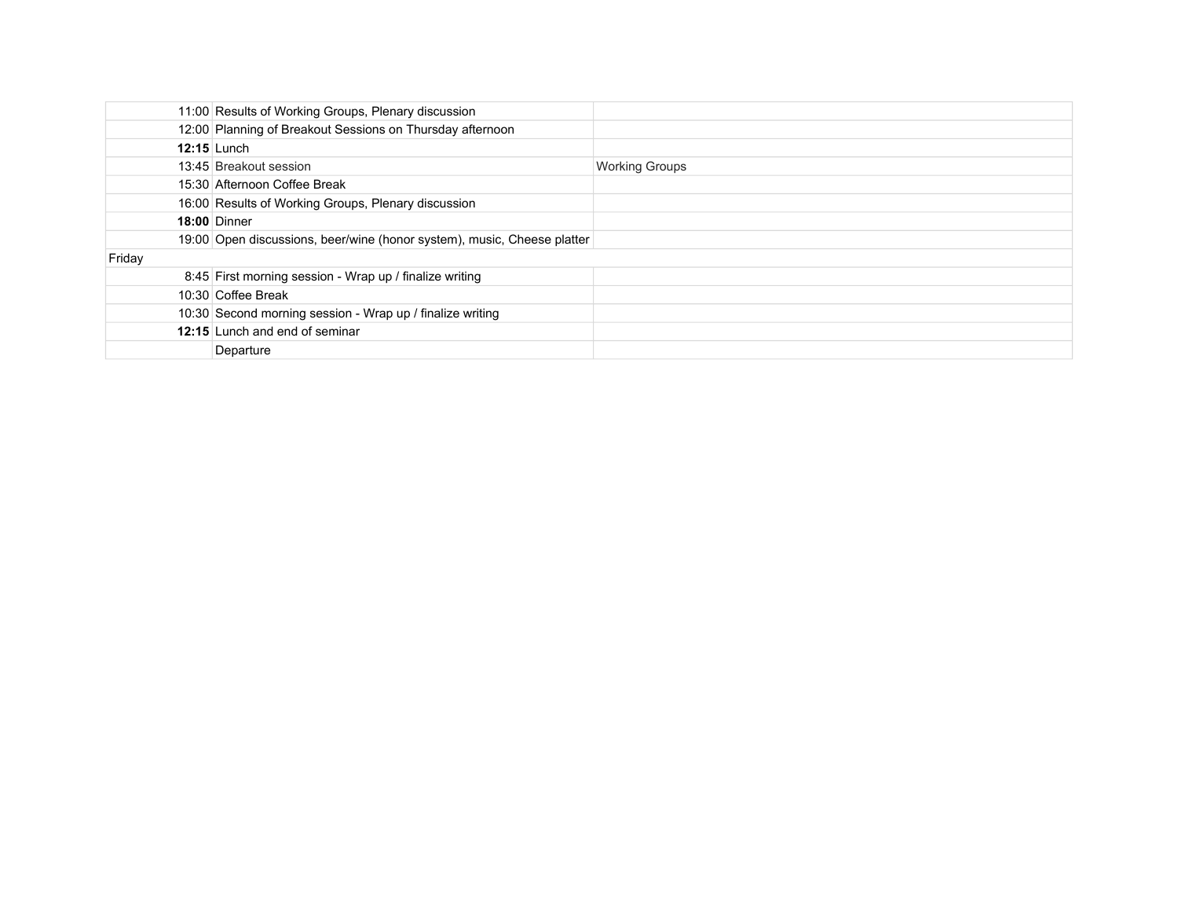| | | |
|---|---|---|
| 11:00 | Results of Working Groups, Plenary discussion | |
| 12:00 | Planning of Breakout Sessions on Thursday afternoon | |
| **12:15** | Lunch | |
| 13:45 | Breakout session | Working Groups |
| 15:30 | Afternoon Coffee Break | |
| 16:00 | Results of Working Groups, Plenary discussion | |
| **18:00** | Dinner | |
| 19:00 | Open discussions, beer/wine (honor system), music, Cheese platter | |
| Friday | | |
| 8:45 | First morning session - Wrap up / finalize writing | |
| 10:30 | Coffee Break | |
| 10:30 | Second morning session - Wrap up / finalize writing | |
| **12:15** | Lunch and end of seminar | |
| | Departure | |